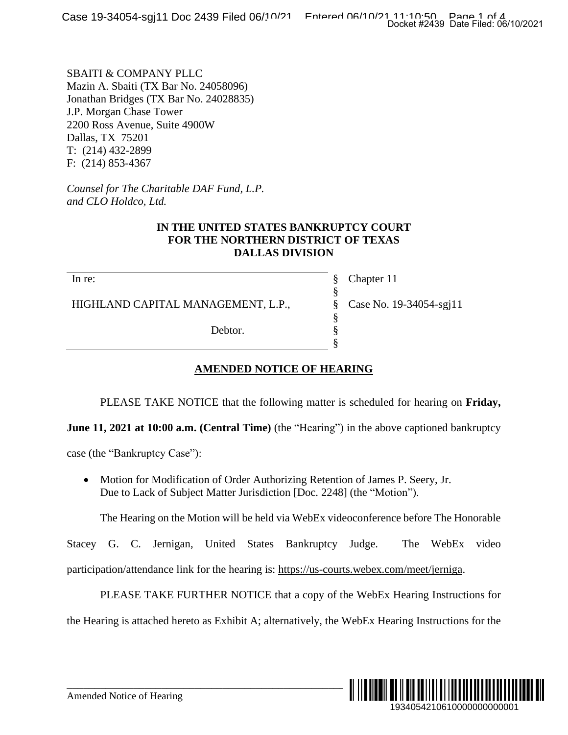SBAITI & COMPANY PLLC
Mazin A. Sbaiti (TX Bar No. 24058096)
Jonathan Bridges (TX Bar No. 24028835)
J.P. Morgan Chase Tower
2200 Ross Avenue, Suite 4900W
Dallas, TX 75201
T: (214) 432-2899
F: (214) 853-4367

*Counsel for The Charitable DAF Fund, L.P. and CLO Holdco, Ltd.*

**IN THE UNITED STATES BANKRUPTCY COURT**
**FOR THE NORTHERN DISTRICT OF TEXAS**
**DALLAS DIVISION**

| | | |
|---|---|---|
| In re: | § | Chapter 11 |
| | § | |
| HIGHLAND CAPITAL MANAGEMENT, L.P., | § | Case No. 19-34054-sgj11 |
| | § | |
| Debtor. | § | |
| | § | |

## AMENDED NOTICE OF HEARING

PLEASE TAKE NOTICE that the following matter is scheduled for hearing on **Friday, June 11, 2021 at 10:00 a.m. (Central Time)** (the "Hearing") in the above captioned bankruptcy case (the "Bankruptcy Case"):

- Motion for Modification of Order Authorizing Retention of James P. Seery, Jr. Due to Lack of Subject Matter Jurisdiction [Doc. 2248] (the "Motion").

The Hearing on the Motion will be held via WebEx videoconference before The Honorable Stacey G. C. Jernigan, United States Bankruptcy Judge. The WebEx video participation/attendance link for the hearing is: https://us-courts.webex.com/meet/jerniga.

PLEASE TAKE FURTHER NOTICE that a copy of the WebEx Hearing Instructions for the Hearing is attached hereto as Exhibit A; alternatively, the WebEx Hearing Instructions for the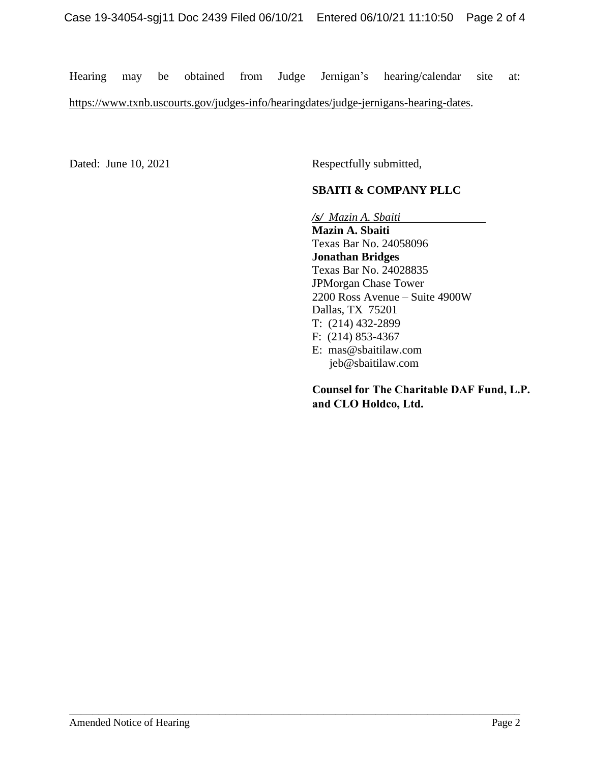Hearing may be obtained from Judge Jernigan's hearing/calendar site at: https://www.txnb.uscourts.gov/judges-info/hearingdates/judge-jernigans-hearing-dates.

Dated: June 10, 2021

Respectfully submitted,

**SBAITI & COMPANY PLLC**

*/s/ Mazin A. Sbaiti*
**Mazin A. Sbaiti**
Texas Bar No. 24058096
**Jonathan Bridges**
Texas Bar No. 24028835
JPMorgan Chase Tower
2200 Ross Avenue – Suite 4900W
Dallas, TX 75201
T: (214) 432-2899
F: (214) 853-4367
E: mas@sbaitilaw.com
jeb@sbaitilaw.com

**Counsel for The Charitable DAF Fund, L.P. and CLO Holdco, Ltd.**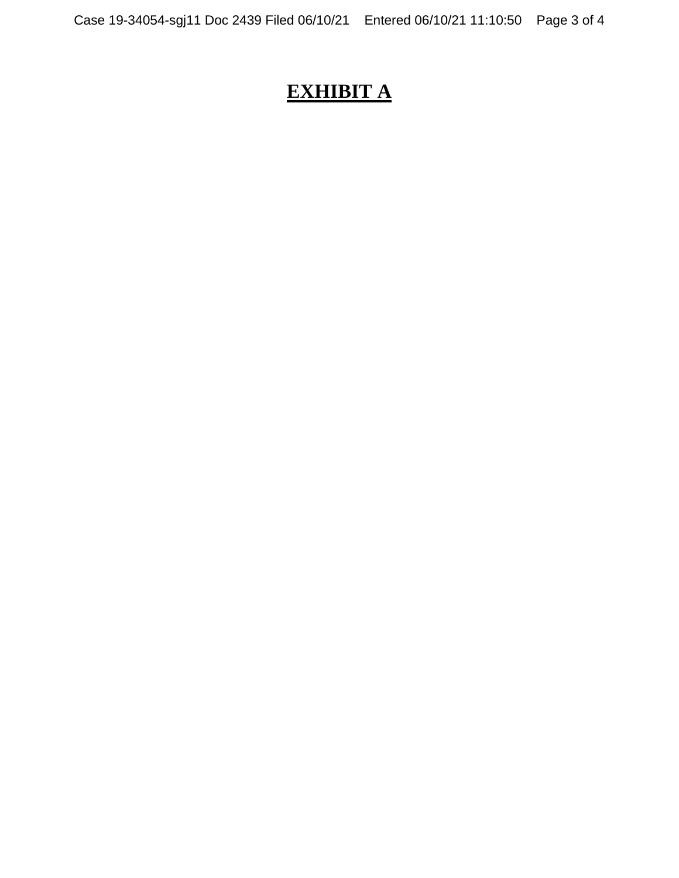# **EXHIBIT A**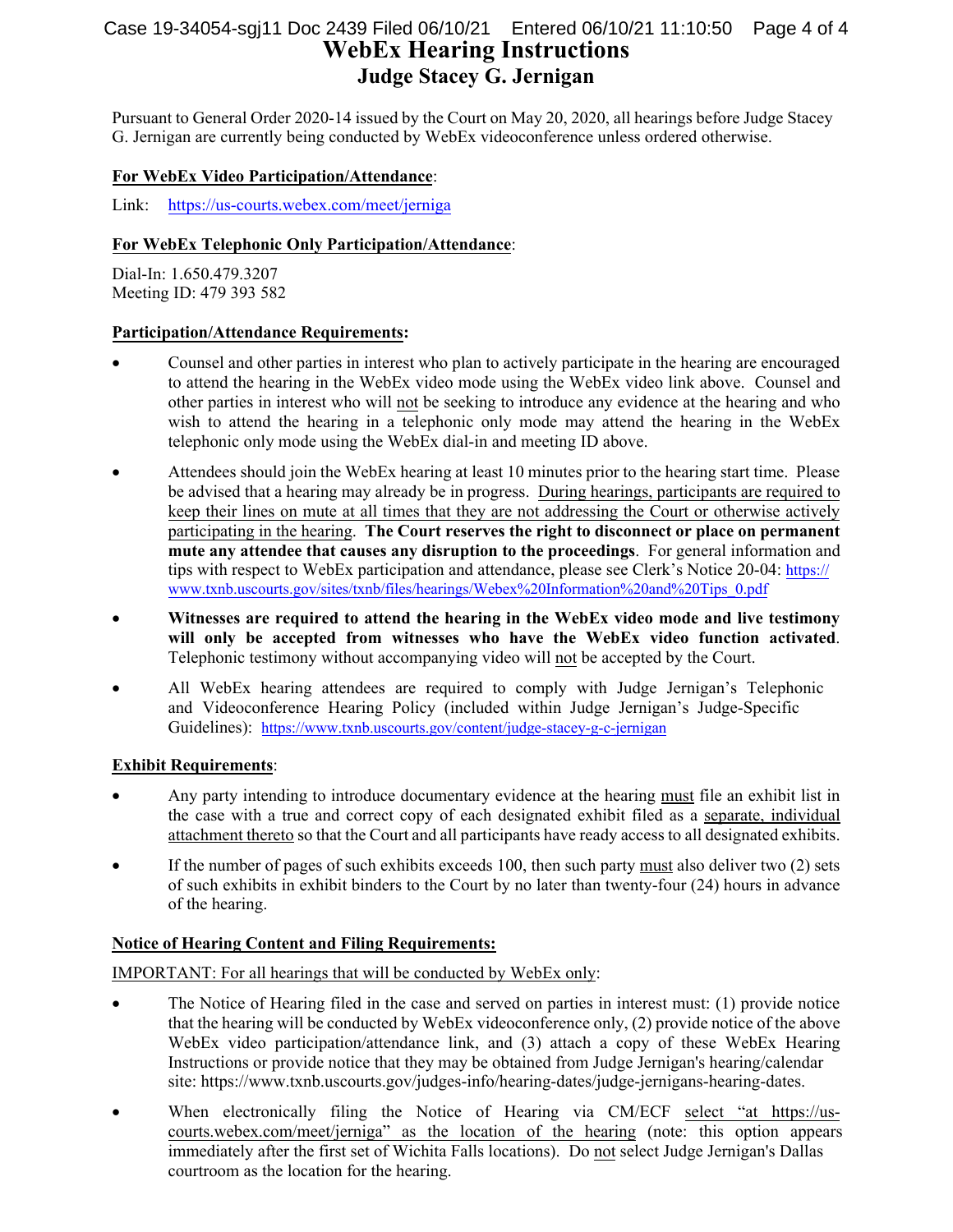# WebEx Hearing Instructions
## Judge Stacey G. Jernigan

Pursuant to General Order 2020-14 issued by the Court on May 20, 2020, all hearings before Judge Stacey G. Jernigan are currently being conducted by WebEx videoconference unless ordered otherwise.

**For WebEx Video Participation/Attendance**:

Link: https://us-courts.webex.com/meet/jerniga

**For WebEx Telephonic Only Participation/Attendance**:

Dial-In: 1.650.479.3207
Meeting ID: 479 393 582

**Participation/Attendance Requirements:**

- Counsel and other parties in interest who plan to actively participate in the hearing are encouraged to attend the hearing in the WebEx video mode using the WebEx video link above. Counsel and other parties in interest who will not be seeking to introduce any evidence at the hearing and who wish to attend the hearing in a telephonic only mode may attend the hearing in the WebEx telephonic only mode using the WebEx dial-in and meeting ID above.
- Attendees should join the WebEx hearing at least 10 minutes prior to the hearing start time. Please be advised that a hearing may already be in progress. During hearings, participants are required to keep their lines on mute at all times that they are not addressing the Court or otherwise actively participating in the hearing. **The Court reserves the right to disconnect or place on permanent mute any attendee that causes any disruption to the proceedings**. For general information and tips with respect to WebEx participation and attendance, please see Clerk's Notice 20-04: https://www.txnb.uscourts.gov/sites/txnb/files/hearings/Webex%20Information%20and%20Tips_0.pdf
- **Witnesses are required to attend the hearing in the WebEx video mode and live testimony will only be accepted from witnesses who have the WebEx video function activated**. Telephonic testimony without accompanying video will not be accepted by the Court.
- All WebEx hearing attendees are required to comply with Judge Jernigan's Telephonic and Videoconference Hearing Policy (included within Judge Jernigan's Judge-Specific Guidelines): https://www.txnb.uscourts.gov/content/judge-stacey-g-c-jernigan

**Exhibit Requirements**:

- Any party intending to introduce documentary evidence at the hearing must file an exhibit list in the case with a true and correct copy of each designated exhibit filed as a separate, individual attachment thereto so that the Court and all participants have ready access to all designated exhibits.
- If the number of pages of such exhibits exceeds 100, then such party must also deliver two (2) sets of such exhibits in exhibit binders to the Court by no later than twenty-four (24) hours in advance of the hearing.

**Notice of Hearing Content and Filing Requirements:**

IMPORTANT: For all hearings that will be conducted by WebEx only:

- The Notice of Hearing filed in the case and served on parties in interest must: (1) provide notice that the hearing will be conducted by WebEx videoconference only, (2) provide notice of the above WebEx video participation/attendance link, and (3) attach a copy of these WebEx Hearing Instructions or provide notice that they may be obtained from Judge Jernigan's hearing/calendar site: https://www.txnb.uscourts.gov/judges-info/hearing-dates/judge-jernigans-hearing-dates.
- When electronically filing the Notice of Hearing via CM/ECF select "at https://us-courts.webex.com/meet/jerniga" as the location of the hearing (note: this option appears immediately after the first set of Wichita Falls locations). Do not select Judge Jernigan's Dallas courtroom as the location for the hearing.